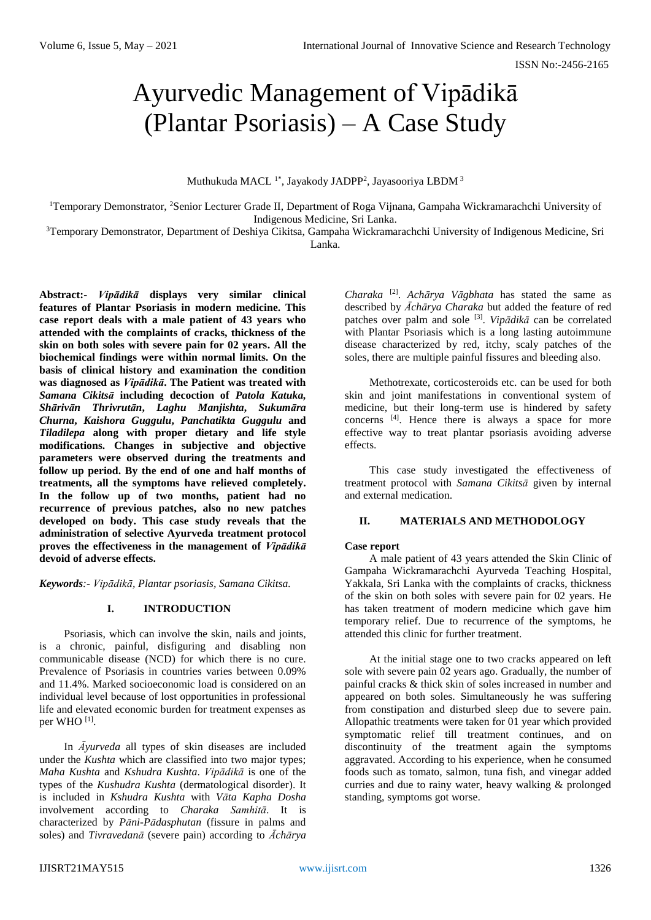# Ayurvedic Management of Vipādikā (Plantar Psoriasis) – A Case Study

Muthukuda MACL [1*], Jayakody JADPP[2], Jayasooriya LBDM [3]

[1]Temporary Demonstrator, [2]Senior Lecturer Grade II, Department of Roga Vijnana, Gampaha Wickramarachchi University of Indigenous Medicine, Sri Lanka.

[3]Temporary Demonstrator, Department of Deshiya Cikitsa, Gampaha Wickramarachchi University of Indigenous Medicine, Sri Lanka.

**Abstract:-** ***Vipādikā*** **displays very similar clinical features of Plantar Psoriasis in modern medicine. This case report deals with a male patient of 43 years who attended with the complaints of cracks, thickness of the skin on both soles with severe pain for 02 years. All the biochemical findings were within normal limits. On the basis of clinical history and examination the condition was diagnosed as** ***Vipādikā*****. The Patient was treated with** ***Samana Cikitsā*** **including decoction of** ***Patola Katuka, Shārivān Thrivrutān*****,** ***Laghu Manjishta*****,** ***Sukumāra Churna*****,** ***Kaishora Guggulu*****,** ***Panchatikta Guggulu*** **and** ***Tiladilepa*** **along with proper dietary and life style modifications. Changes in subjective and objective parameters were observed during the treatments and follow up period. By the end of one and half months of treatments, all the symptoms have relieved completely. In the follow up of two months, patient had no recurrence of previous patches, also no new patches developed on body. This case study reveals that the administration of selective Ayurveda treatment protocol proves the effectiveness in the management of** ***Vipādikā*** **devoid of adverse effects.**

***Keywords****:- Vipādikā, Plantar psoriasis, Samana Cikitsa.*

## I. INTRODUCTION

Psoriasis, which can involve the skin, nails and joints, is a chronic, painful, disfiguring and disabling non communicable disease (NCD) for which there is no cure. Prevalence of Psoriasis in countries varies between 0.09% and 11.4%. Marked socioeconomic load is considered on an individual level because of lost opportunities in professional life and elevated economic burden for treatment expenses as per WHO [1].

In *Āyurveda* all types of skin diseases are included under the *Kushta* which are classified into two major types; *Maha Kushta* and *Kshudra Kushta*. *Vipādikā* is one of the types of the *Kushudra Kushta* (dermatological disorder). It is included in *Kshudra Kushta* with *Vāta Kapha Dosha* involvement according to *Charaka Samhitā*. It is characterized by *Pāni-Pādasphutan* (fissure in palms and soles) and *Tivravedanā* (severe pain) according to *Āchārya Charaka* [2]. *Achārya Vāgbhata* has stated the same as described by *Āchārya Charaka* but added the feature of red patches over palm and sole [3]. *Vipādikā* can be correlated with Plantar Psoriasis which is a long lasting autoimmune disease characterized by red, itchy, scaly patches of the soles, there are multiple painful fissures and bleeding also.

Methotrexate, corticosteroids etc. can be used for both skin and joint manifestations in conventional system of medicine, but their long-term use is hindered by safety concerns [4]. Hence there is always a space for more effective way to treat plantar psoriasis avoiding adverse effects.

This case study investigated the effectiveness of treatment protocol with *Samana Cikitsā* given by internal and external medication.

## II. MATERIALS AND METHODOLOGY

**Case report**

A male patient of 43 years attended the Skin Clinic of Gampaha Wickramarachchi Ayurveda Teaching Hospital, Yakkala, Sri Lanka with the complaints of cracks, thickness of the skin on both soles with severe pain for 02 years. He has taken treatment of modern medicine which gave him temporary relief. Due to recurrence of the symptoms, he attended this clinic for further treatment.

At the initial stage one to two cracks appeared on left sole with severe pain 02 years ago. Gradually, the number of painful cracks & thick skin of soles increased in number and appeared on both soles. Simultaneously he was suffering from constipation and disturbed sleep due to severe pain. Allopathic treatments were taken for 01 year which provided symptomatic relief till treatment continues, and on discontinuity of the treatment again the symptoms aggravated. According to his experience, when he consumed foods such as tomato, salmon, tuna fish, and vinegar added curries and due to rainy water, heavy walking & prolonged standing, symptoms got worse.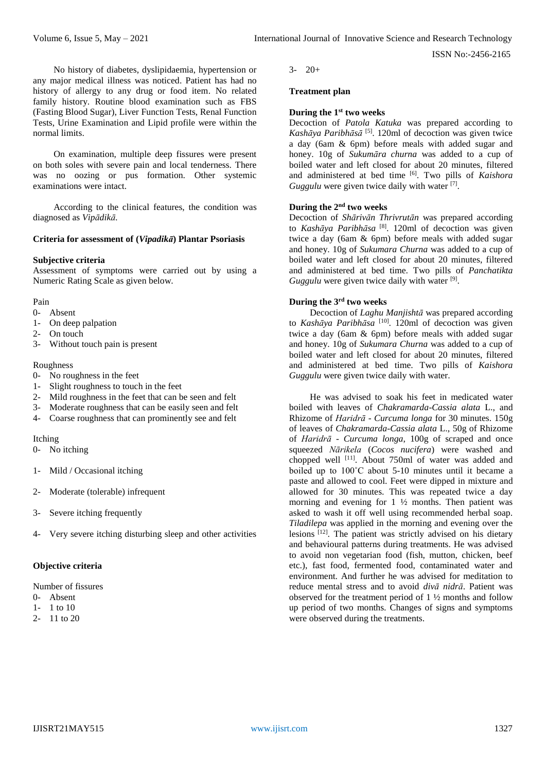No history of diabetes, dyslipidaemia, hypertension or any major medical illness was noticed. Patient has had no history of allergy to any drug or food item. No related family history. Routine blood examination such as FBS (Fasting Blood Sugar), Liver Function Tests, Renal Function Tests, Urine Examination and Lipid profile were within the normal limits.

On examination, multiple deep fissures were present on both soles with severe pain and local tenderness. There was no oozing or pus formation. Other systemic examinations were intact.

According to the clinical features, the condition was diagnosed as *Vipādikā.*

#### Criteria for assessment of (*Vipadikā*) Plantar Psoriasis

#### Subjective criteria

Assessment of symptoms were carried out by using a Numeric Rating Scale as given below.

Pain

- 0- Absent
- 1- On deep palpation
- 2- On touch
- 3- Without touch pain is present

Roughness

- 0- No roughness in the feet
- 1- Slight roughness to touch in the feet
- 2- Mild roughness in the feet that can be seen and felt
- 3- Moderate roughness that can be easily seen and felt
- 4- Coarse roughness that can prominently see and felt

Itching

- 0- No itching
- 1- Mild / Occasional itching
- 2- Moderate (tolerable) infrequent
- 3- Severe itching frequently
- 4- Very severe itching disturbing sleep and other activities

#### Objective criteria

Number of fissures

- 0- Absent
- 1- 1 to 10
- 2- 11 to 20
- 3- 20+

#### Treatment plan

#### During the 1st two weeks

Decoction of *Patola Katuka* was prepared according to *Kashāya Paribhāsā* [5]. 120ml of decoction was given twice a day (6am & 6pm) before meals with added sugar and honey. 10g of *Sukumāra churna* was added to a cup of boiled water and left closed for about 20 minutes, filtered and administered at bed time [6]. Two pills of *Kaishora Guggulu* were given twice daily with water [7].

#### During the 2nd two weeks

Decoction of *Shārivān Thrivrutān* was prepared according to *Kashāya Paribhāsa* [8]. 120ml of decoction was given twice a day (6am & 6pm) before meals with added sugar and honey. 10g of *Sukumara Churna* was added to a cup of boiled water and left closed for about 20 minutes, filtered and administered at bed time. Two pills of *Panchatikta Guggulu* were given twice daily with water [9].

#### During the 3rd two weeks

Decoction of *Laghu Manjishtā* was prepared according to *Kashāya Paribhāsa* [10]. 120ml of decoction was given twice a day (6am & 6pm) before meals with added sugar and honey. 10g of *Sukumara Churna* was added to a cup of boiled water and left closed for about 20 minutes, filtered and administered at bed time. Two pills of *Kaishora Guggulu* were given twice daily with water.

He was advised to soak his feet in medicated water boiled with leaves of *Chakramarda-Cassia alata* L., and Rhizome of *Haridrā - Curcuma longa* for 30 minutes. 150g of leaves of *Chakramarda-Cassia alata* L., 50g of Rhizome of *Haridrā - Curcuma longa*, 100g of scraped and once squeezed *Nārikela* (*Cocos nucifera*) were washed and chopped well [11]. About 750ml of water was added and boiled up to 100˚C about 5-10 minutes until it became a paste and allowed to cool. Feet were dipped in mixture and allowed for 30 minutes. This was repeated twice a day morning and evening for 1 ½ months. Then patient was asked to wash it off well using recommended herbal soap. *Tiladilepa* was applied in the morning and evening over the lesions [12]. The patient was strictly advised on his dietary and behavioural patterns during treatments. He was advised to avoid non vegetarian food (fish, mutton, chicken, beef etc.), fast food, fermented food, contaminated water and environment. And further he was advised for meditation to reduce mental stress and to avoid *divā nidrā*. Patient was observed for the treatment period of 1 ½ months and follow up period of two months. Changes of signs and symptoms were observed during the treatments.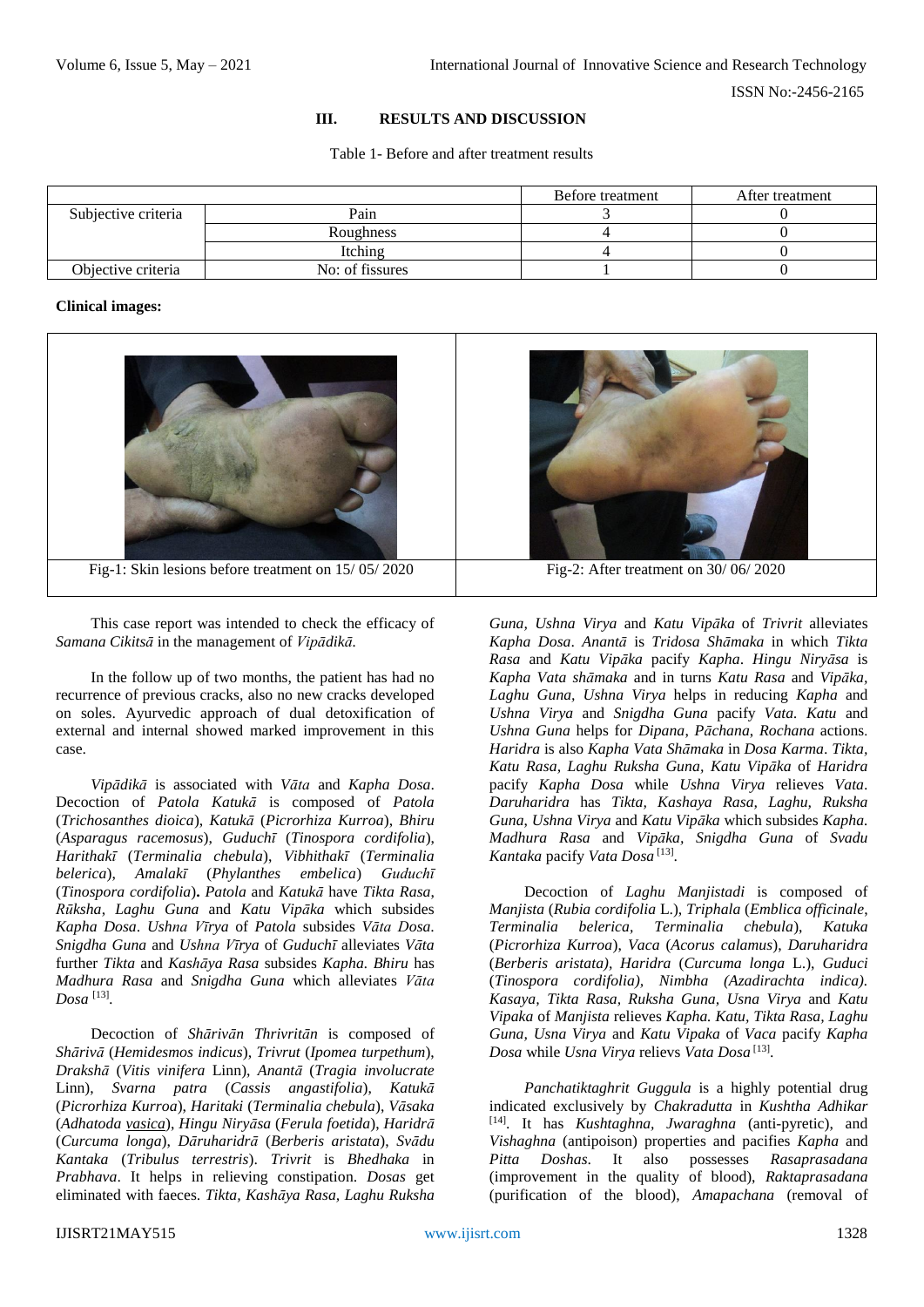## III. RESULTS AND DISCUSSION

Table 1- Before and after treatment results

| | | Before treatment | After treatment |
|---|---|---|---|
| Subjective criteria | Pain | 3 | 0 |
| | Roughness | 4 | 0 |
| | Itching | 4 | 0 |
| Objective criteria | No: of fissures | 1 | 0 |

**Clinical images:**

Fig-1: Skin lesions before treatment on 15/ 05/ 2020

Fig-2: After treatment on 30/ 06/ 2020

This case report was intended to check the efficacy of *Samana Cikitsā* in the management of *Vipādikā.*

In the follow up of two months, the patient has had no recurrence of previous cracks, also no new cracks developed on soles. Ayurvedic approach of dual detoxification of external and internal showed marked improvement in this case.

*Vipādikā* is associated with *Vāta* and *Kapha Dosa*. Decoction of *Patola Katukā* is composed of *Patola* (*Trichosanthes dioica*), *Katukā* (*Picrorhiza Kurroa*), *Bhiru* (*Asparagus racemosus*), *Guduchī* (*Tinospora cordifolia*), *Harithakī* (*Terminalia chebula*), *Vibhithakī* (*Terminalia belerica*), *Amalakī* (*Phylanthes embelica*) *Guduchī* (*Tinospora cordifolia*)**.** *Patola* and *Katukā* have *Tikta Rasa*, *Rūksha, Laghu Guna* and *Katu Vipāka* which subsides *Kapha Dosa*. *Ushna Vīrya* of *Patola* subsides *Vāta Dosa. Snigdha Guna* and *Ushna Vīrya* of *Guduchī* alleviates *Vāta* further *Tikta* and *Kashāya Rasa* subsides *Kapha. Bhiru* has *Madhura Rasa* and *Snigdha Guna* which alleviates *Vāta Dosa* [13].

Decoction of *Shārivān Thrivritān* is composed of *Shārivā* (*Hemidesmos indicus*), *Trivrut* (*Ipomea turpethum*), *Drakshā* (*Vitis vinifera* Linn), *Anantā* (*Tragia involucrate* Linn), *Svarna patra* (*Cassis angastifolia*), *Katukā* (*Picrorhiza Kurroa*), *Haritaki* (*Terminalia chebula*), *Vāsaka* (*Adhatoda vasica*), *Hingu Niryāsa* (*Ferula foetida*), *Haridrā* (*Curcuma longa*), *Dāruharidrā* (*Berberis aristata*), *Svādu Kantaka* (*Tribulus terrestris*). *Trivrit* is *Bhedhaka* in *Prabhava*. It helps in relieving constipation. *Dosas* get eliminated with faeces. *Tikta, Kashāya Rasa, Laghu Ruksha Guna, Ushna Virya* and *Katu Vipāka* of *Trivrit* alleviates *Kapha Dosa*. *Anantā* is *Tridosa Shāmaka* in which *Tikta Rasa* and *Katu Vipāka* pacify *Kapha*. *Hingu Niryāsa* is *Kapha Vata shāmaka* and in turns *Katu Rasa* and *Vipāka, Laghu Guna, Ushna Virya* helps in reducing *Kapha* and *Ushna Virya* and *Snigdha Guna* pacify *Vata. Katu* and *Ushna Guna* helps for *Dipana, Pāchana, Rochana* actions. *Haridra* is also *Kapha Vata Shāmaka* in *Dosa Karma*. *Tikta, Katu Rasa, Laghu Ruksha Guna, Katu Vipāka* of *Haridra* pacify *Kapha Dosa* while *Ushna Virya* relieves *Vata*. *Daruharidra* has *Tikta, Kashaya Rasa, Laghu, Ruksha Guna, Ushna Virya* and *Katu Vipāka* which subsides *Kapha. Madhura Rasa* and *Vipāka, Snigdha Guna* of *Svadu Kantaka* pacify *Vata Dosa* [13].

Decoction of *Laghu Manjistadi* is composed of *Manjista* (*Rubia cordifolia* L.), *Triphala* (*Emblica officinale, Terminalia belerica, Terminalia chebula*), *Katuka* (*Picrorhiza Kurroa*), *Vaca* (*Acorus calamus*), *Daruharidra* (*Berberis aristata), Haridra* (*Curcuma longa* L.), *Guduci* (*Tinospora cordifolia), Nimbha (Azadirachta indica). Kasaya, Tikta Rasa, Ruksha Guna, Usna Virya* and *Katu Vipaka* of *Manjista* relieves *Kapha. Katu, Tikta Rasa, Laghu Guna, Usna Virya* and *Katu Vipaka* of *Vaca* pacify *Kapha Dosa* while *Usna Virya* relievs *Vata Dosa* [13].

*Panchatiktaghrit Guggula* is a highly potential drug indicated exclusively by *Chakradutta* in *Kushtha Adhikar* [14]. It has *Kushtaghna*, *Jwaraghna* (anti-pyretic), and *Vishaghna* (antipoison) properties and pacifies *Kapha* and *Pitta Doshas.* It also possesses *Rasaprasadana* (improvement in the quality of blood), *Raktaprasadana* (purification of the blood), *Amapachana* (removal of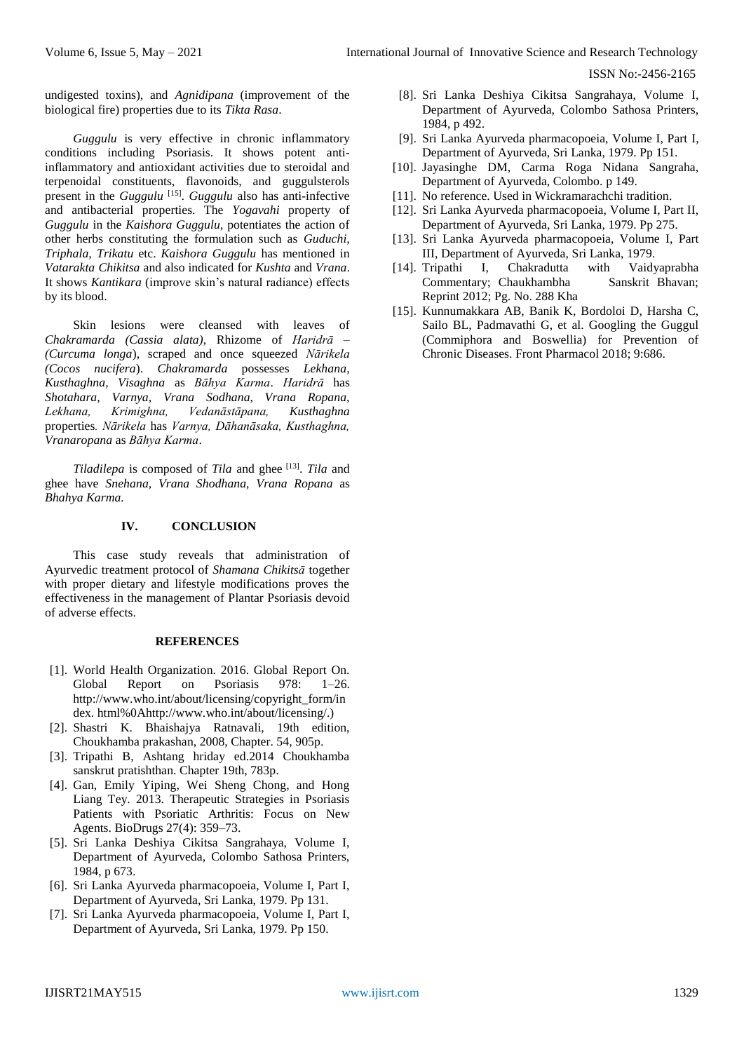undigested toxins), and *Agnidipana* (improvement of the biological fire) properties due to its *Tikta Rasa*.

*Guggulu* is very effective in chronic inflammatory conditions including Psoriasis. It shows potent anti-inflammatory and antioxidant activities due to steroidal and terpenoidal constituents, flavonoids, and guggulsterols present in the *Guggulu* [15]. *Guggulu* also has anti-infective and antibacterial properties. The *Yogavahi* property of *Guggulu* in the *Kaishora Guggulu*, potentiates the action of other herbs constituting the formulation such as *Guduchi, Triphala, Trikatu* etc. *Kaishora Guggulu* has mentioned in *Vatarakta Chikitsa* and also indicated for *Kushta* and *Vrana*. It shows *Kantikara* (improve skin's natural radiance) effects by its blood.

Skin lesions were cleansed with leaves of *Chakramarda (Cassia alata)*, Rhizome of *Haridrā – (Curcuma longa*), scraped and once squeezed *Nārikela (Cocos nucifera*). *Chakramarda* possesses *Lekhana, Kusthaghna, Visaghna* as *Bāhya Karma*. *Haridrā* has *Shotahara, Varnya, Vrana Sodhana, Vrana Ropana, Lekhana, Krimighna, Vedanāstāpana, Kusthaghna* properties*. Nārikela* has *Varnya, Dāhanāsaka, Kusthaghna, Vranaropana* as *Bāhya Karma*.

*Tiladilepa* is composed of *Tila* and ghee [13]. *Tila* and ghee have *Snehana, Vrana Shodhana, Vrana Ropana* as *Bhahya Karma.*

## IV. CONCLUSION

This case study reveals that administration of Ayurvedic treatment protocol of *Shamana Chikitsā* together with proper dietary and lifestyle modifications proves the effectiveness in the management of Plantar Psoriasis devoid of adverse effects.

## REFERENCES

[1]. World Health Organization. 2016. Global Report On. Global Report on Psoriasis 978: 1–26. http://www.who.int/about/licensing/copyright_form/in dex. html%0Ahttp://www.who.int/about/licensing/.)

[2]. Shastri K. Bhaishajya Ratnavali, 19th edition, Choukhamba prakashan, 2008, Chapter. 54, 905p.

[3]. Tripathi B, Ashtang hriday ed.2014 Choukhamba sanskrut pratishthan. Chapter 19th, 783p.

[4]. Gan, Emily Yiping, Wei Sheng Chong, and Hong Liang Tey. 2013. Therapeutic Strategies in Psoriasis Patients with Psoriatic Arthritis: Focus on New Agents. BioDrugs 27(4): 359–73.

[5]. Sri Lanka Deshiya Cikitsa Sangrahaya, Volume I, Department of Ayurveda, Colombo Sathosa Printers, 1984, p 673.

[6]. Sri Lanka Ayurveda pharmacopoeia, Volume I, Part I, Department of Ayurveda, Sri Lanka, 1979. Pp 131.

[7]. Sri Lanka Ayurveda pharmacopoeia, Volume I, Part I, Department of Ayurveda, Sri Lanka, 1979. Pp 150.

[8]. Sri Lanka Deshiya Cikitsa Sangrahaya, Volume I, Department of Ayurveda, Colombo Sathosa Printers, 1984, p 492.

[9]. Sri Lanka Ayurveda pharmacopoeia, Volume I, Part I, Department of Ayurveda, Sri Lanka, 1979. Pp 151.

[10]. Jayasinghe DM, Carma Roga Nidana Sangraha, Department of Ayurveda, Colombo. p 149.

[11]. No reference. Used in Wickramarachchi tradition.

[12]. Sri Lanka Ayurveda pharmacopoeia, Volume I, Part II, Department of Ayurveda, Sri Lanka, 1979. Pp 275.

[13]. Sri Lanka Ayurveda pharmacopoeia, Volume I, Part III, Department of Ayurveda, Sri Lanka, 1979.

[14]. Tripathi I, Chakradutta with Vaidyaprabha Commentary; Chaukhambha Sanskrit Bhavan; Reprint 2012; Pg. No. 288 Kha

[15]. Kunnumakkara AB, Banik K, Bordoloi D, Harsha C, Sailo BL, Padmavathi G, et al. Googling the Guggul (Commiphora and Boswellia) for Prevention of Chronic Diseases. Front Pharmacol 2018; 9:686.